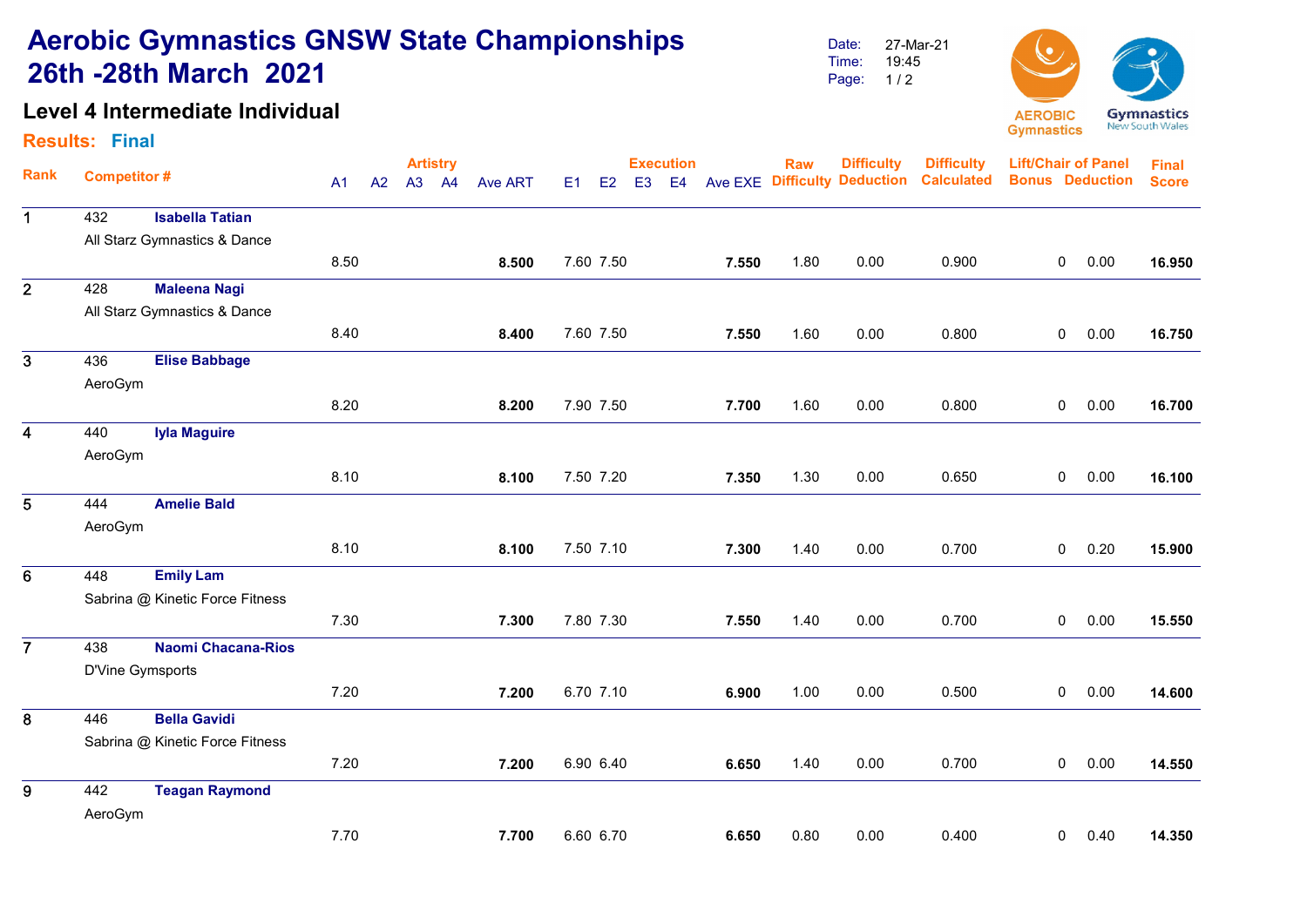# Aerobic Gymnastics GNSW State Championships 26th -28th March 2021

Date: 27-Mar-21
Time: 19:45

## Level 4 Intermediate Individual

**Results: Final**

| Rank | Competitor # | | Artistry | | | | | Execution | | | | | Raw | Difficulty | Difficulty | Lift/Chair of Panel | | Final |
|---|---|---|---|---|---|---|---|---|---|---|---|---|---|---|---|---|---|---|
| | | | A1 | A2 | A3 | A4 | Ave ART | E1 | E2 | E3 | E4 | Ave EXE | Difficulty | Deduction | Calculated | Bonus | Deduction | Score |
| 1 | 432 | **Isabella Tatian** All Starz Gymnastics & Dance | 8.50 | | | | **8.500** | 7.60 | 7.50 | | | **7.550** | 1.80 | 0.00 | 0.900 | 0 | 0.00 | **16.950** |
| 2 | 428 | **Maleena Nagi** All Starz Gymnastics & Dance | 8.40 | | | | **8.400** | 7.60 | 7.50 | | | **7.550** | 1.60 | 0.00 | 0.800 | 0 | 0.00 | **16.750** |
| 3 | 436 | **Elise Babbage** AeroGym | 8.20 | | | | **8.200** | 7.90 | 7.50 | | | **7.700** | 1.60 | 0.00 | 0.800 | 0 | 0.00 | **16.700** |
| 4 | 440 | **Iyla Maguire** AeroGym | 8.10 | | | | **8.100** | 7.50 | 7.20 | | | **7.350** | 1.30 | 0.00 | 0.650 | 0 | 0.00 | **16.100** |
| 5 | 444 | **Amelie Bald** AeroGym | 8.10 | | | | **8.100** | 7.50 | 7.10 | | | **7.300** | 1.40 | 0.00 | 0.700 | 0 | 0.20 | **15.900** |
| 6 | 448 | **Emily Lam** Sabrina @ Kinetic Force Fitness | 7.30 | | | | **7.300** | 7.80 | 7.30 | | | **7.550** | 1.40 | 0.00 | 0.700 | 0 | 0.00 | **15.550** |
| 7 | 438 | **Naomi Chacana-Rios** D'Vine Gymsports | 7.20 | | | | **7.200** | 6.70 | 7.10 | | | **6.900** | 1.00 | 0.00 | 0.500 | 0 | 0.00 | **14.600** |
| 8 | 446 | **Bella Gavidi** Sabrina @ Kinetic Force Fitness | 7.20 | | | | **7.200** | 6.90 | 6.40 | | | **6.650** | 1.40 | 0.00 | 0.700 | 0 | 0.00 | **14.550** |
| 9 | 442 | **Teagan Raymond** AeroGym | 7.70 | | | | **7.700** | 6.60 | 6.70 | | | **6.650** | 0.80 | 0.00 | 0.400 | 0 | 0.40 | **14.350** |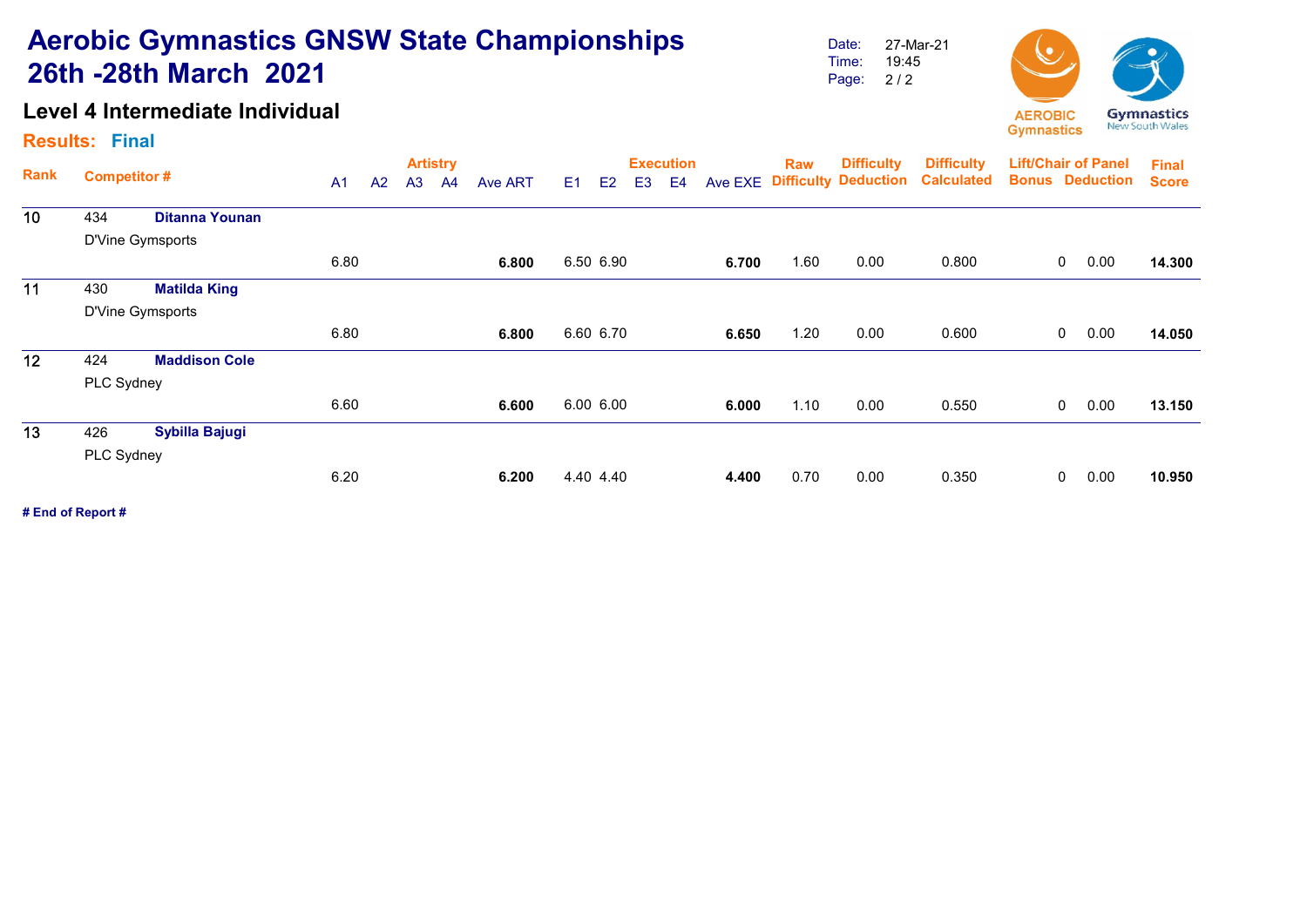# Aerobic Gymnastics GNSW State Championships 26th -28th March 2021

Date: 27-Mar-21
Time: 19:45

## Level 4 Intermediate Individual

**Results: Final**

| Rank | Competitor # | | Artistry A1 | A2 | A3 | A4 | Ave ART | Execution E1 | E2 | E3 | E4 | Ave EXE | Raw Difficulty | Difficulty Deduction | Difficulty Calculated | Lift/Chair Bonus | of Panel Deduction | Final Score |
|---|---|---|---|---|---|---|---|---|---|---|---|---|---|---|---|---|---|---|
| 10 | 434 | **Ditanna Younan**<br>D'Vine Gymsports | 6.80 | | | | **6.800** | 6.50 | 6.90 | | | **6.700** | 1.60 | 0.00 | 0.800 | 0 | 0.00 | **14.300** |
| 11 | 430 | **Matilda King**<br>D'Vine Gymsports | 6.80 | | | | **6.800** | 6.60 | 6.70 | | | **6.650** | 1.20 | 0.00 | 0.600 | 0 | 0.00 | **14.050** |
| 12 | 424 | **Maddison Cole**<br>PLC Sydney | 6.60 | | | | **6.600** | 6.00 | 6.00 | | | **6.000** | 1.10 | 0.00 | 0.550 | 0 | 0.00 | **13.150** |
| 13 | 426 | **Sybilla Bajugi**<br>PLC Sydney | 6.20 | | | | **6.200** | 4.40 | 4.40 | | | **4.400** | 0.70 | 0.00 | 0.350 | 0 | 0.00 | **10.950** |

**# End of Report #**